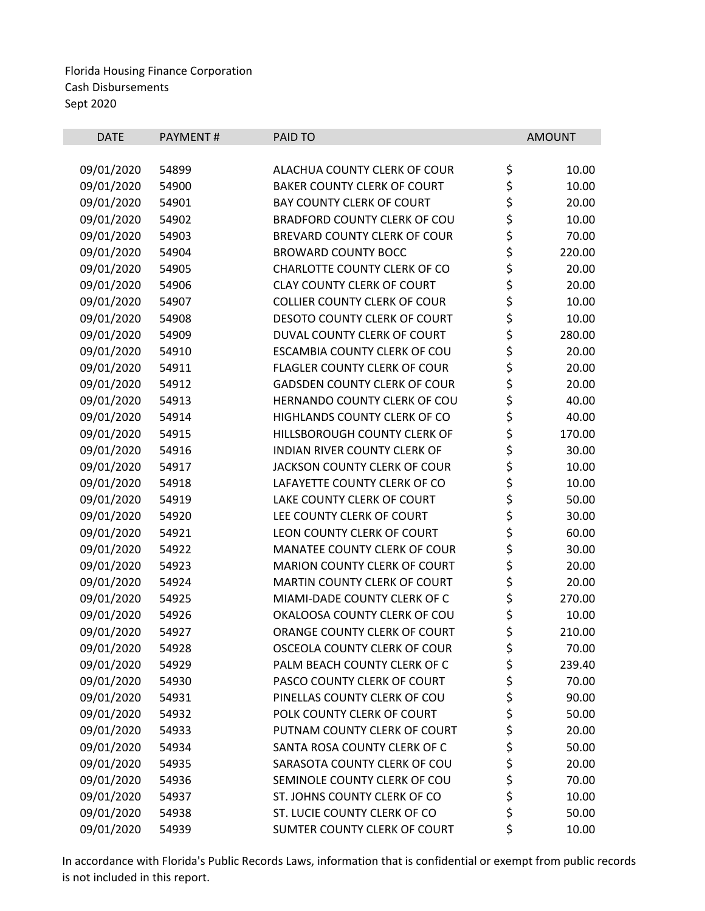Florida Housing Finance Corporation
Cash Disbursements
Sept 2020

| DATE | PAYMENT # | PAID TO | AMOUNT |
|---|---|---|---|
| 09/01/2020 | 54899 | ALACHUA COUNTY CLERK OF COUR | $ 10.00 |
| 09/01/2020 | 54900 | BAKER COUNTY CLERK OF COURT | $ 10.00 |
| 09/01/2020 | 54901 | BAY COUNTY CLERK OF COURT | $ 20.00 |
| 09/01/2020 | 54902 | BRADFORD COUNTY CLERK OF COU | $ 10.00 |
| 09/01/2020 | 54903 | BREVARD COUNTY CLERK OF COUR | $ 70.00 |
| 09/01/2020 | 54904 | BROWARD COUNTY BOCC | $ 220.00 |
| 09/01/2020 | 54905 | CHARLOTTE COUNTY CLERK OF CO | $ 20.00 |
| 09/01/2020 | 54906 | CLAY COUNTY CLERK OF COURT | $ 20.00 |
| 09/01/2020 | 54907 | COLLIER COUNTY CLERK OF COUR | $ 10.00 |
| 09/01/2020 | 54908 | DESOTO COUNTY CLERK OF COURT | $ 10.00 |
| 09/01/2020 | 54909 | DUVAL COUNTY CLERK OF COURT | $ 280.00 |
| 09/01/2020 | 54910 | ESCAMBIA COUNTY CLERK OF COU | $ 20.00 |
| 09/01/2020 | 54911 | FLAGLER COUNTY CLERK OF COUR | $ 20.00 |
| 09/01/2020 | 54912 | GADSDEN COUNTY CLERK OF COUR | $ 20.00 |
| 09/01/2020 | 54913 | HERNANDO COUNTY CLERK OF COU | $ 40.00 |
| 09/01/2020 | 54914 | HIGHLANDS COUNTY CLERK OF CO | $ 40.00 |
| 09/01/2020 | 54915 | HILLSBOROUGH COUNTY CLERK OF | $ 170.00 |
| 09/01/2020 | 54916 | INDIAN RIVER COUNTY CLERK OF | $ 30.00 |
| 09/01/2020 | 54917 | JACKSON COUNTY CLERK OF COUR | $ 10.00 |
| 09/01/2020 | 54918 | LAFAYETTE COUNTY CLERK OF CO | $ 10.00 |
| 09/01/2020 | 54919 | LAKE COUNTY CLERK OF COURT | $ 50.00 |
| 09/01/2020 | 54920 | LEE COUNTY CLERK OF COURT | $ 30.00 |
| 09/01/2020 | 54921 | LEON COUNTY CLERK OF COURT | $ 60.00 |
| 09/01/2020 | 54922 | MANATEE COUNTY CLERK OF COUR | $ 30.00 |
| 09/01/2020 | 54923 | MARION COUNTY CLERK OF COURT | $ 20.00 |
| 09/01/2020 | 54924 | MARTIN COUNTY CLERK OF COURT | $ 20.00 |
| 09/01/2020 | 54925 | MIAMI-DADE COUNTY CLERK OF C | $ 270.00 |
| 09/01/2020 | 54926 | OKALOOSA COUNTY CLERK OF COU | $ 10.00 |
| 09/01/2020 | 54927 | ORANGE COUNTY CLERK OF COURT | $ 210.00 |
| 09/01/2020 | 54928 | OSCEOLA COUNTY CLERK OF COUR | $ 70.00 |
| 09/01/2020 | 54929 | PALM BEACH COUNTY CLERK OF C | $ 239.40 |
| 09/01/2020 | 54930 | PASCO COUNTY CLERK OF COURT | $ 70.00 |
| 09/01/2020 | 54931 | PINELLAS COUNTY CLERK OF COU | $ 90.00 |
| 09/01/2020 | 54932 | POLK COUNTY CLERK OF COURT | $ 50.00 |
| 09/01/2020 | 54933 | PUTNAM COUNTY CLERK OF COURT | $ 20.00 |
| 09/01/2020 | 54934 | SANTA ROSA COUNTY CLERK OF C | $ 50.00 |
| 09/01/2020 | 54935 | SARASOTA COUNTY CLERK OF COU | $ 20.00 |
| 09/01/2020 | 54936 | SEMINOLE COUNTY CLERK OF COU | $ 70.00 |
| 09/01/2020 | 54937 | ST. JOHNS COUNTY CLERK OF CO | $ 10.00 |
| 09/01/2020 | 54938 | ST. LUCIE COUNTY CLERK OF CO | $ 50.00 |
| 09/01/2020 | 54939 | SUMTER COUNTY CLERK OF COURT | $ 10.00 |

In accordance with Florida's Public Records Laws, information that is confidential or exempt from public records is not included in this report.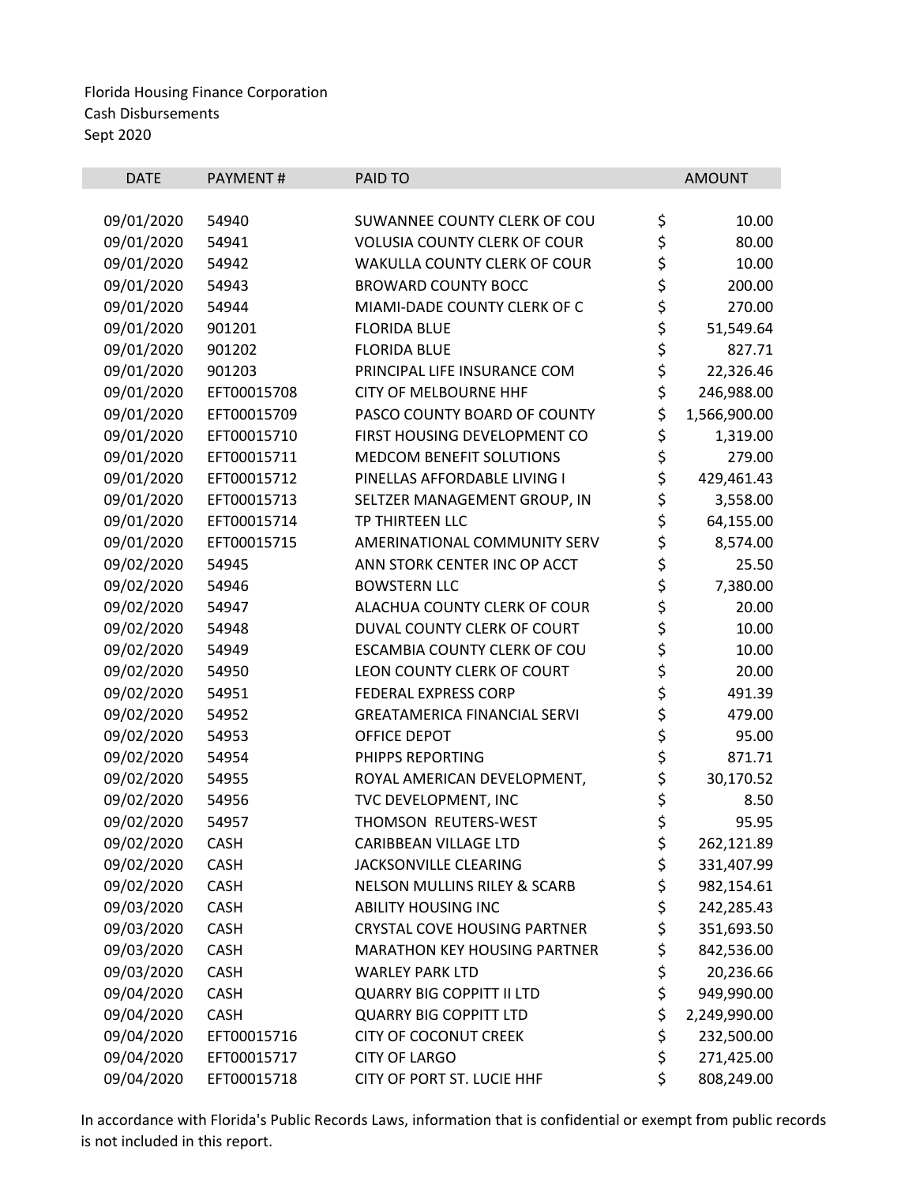Florida Housing Finance Corporation
Cash Disbursements
Sept 2020

| DATE | PAYMENT # | PAID TO | AMOUNT |
|---|---|---|---|
| 09/01/2020 | 54940 | SUWANNEE COUNTY CLERK OF COU | $ 10.00 |
| 09/01/2020 | 54941 | VOLUSIA COUNTY CLERK OF COUR | $ 80.00 |
| 09/01/2020 | 54942 | WAKULLA COUNTY CLERK OF COUR | $ 10.00 |
| 09/01/2020 | 54943 | BROWARD COUNTY BOCC | $ 200.00 |
| 09/01/2020 | 54944 | MIAMI-DADE COUNTY CLERK OF C | $ 270.00 |
| 09/01/2020 | 901201 | FLORIDA BLUE | $ 51,549.64 |
| 09/01/2020 | 901202 | FLORIDA BLUE | $ 827.71 |
| 09/01/2020 | 901203 | PRINCIPAL LIFE INSURANCE COM | $ 22,326.46 |
| 09/01/2020 | EFT00015708 | CITY OF MELBOURNE HHF | $ 246,988.00 |
| 09/01/2020 | EFT00015709 | PASCO COUNTY BOARD OF COUNTY | $ 1,566,900.00 |
| 09/01/2020 | EFT00015710 | FIRST HOUSING DEVELOPMENT CO | $ 1,319.00 |
| 09/01/2020 | EFT00015711 | MEDCOM BENEFIT SOLUTIONS | $ 279.00 |
| 09/01/2020 | EFT00015712 | PINELLAS AFFORDABLE LIVING I | $ 429,461.43 |
| 09/01/2020 | EFT00015713 | SELTZER MANAGEMENT GROUP, IN | $ 3,558.00 |
| 09/01/2020 | EFT00015714 | TP THIRTEEN LLC | $ 64,155.00 |
| 09/01/2020 | EFT00015715 | AMERINATIONAL COMMUNITY SERV | $ 8,574.00 |
| 09/02/2020 | 54945 | ANN STORK CENTER INC OP ACCT | $ 25.50 |
| 09/02/2020 | 54946 | BOWSTERN LLC | $ 7,380.00 |
| 09/02/2020 | 54947 | ALACHUA COUNTY CLERK OF COUR | $ 20.00 |
| 09/02/2020 | 54948 | DUVAL COUNTY CLERK OF COURT | $ 10.00 |
| 09/02/2020 | 54949 | ESCAMBIA COUNTY CLERK OF COU | $ 10.00 |
| 09/02/2020 | 54950 | LEON COUNTY CLERK OF COURT | $ 20.00 |
| 09/02/2020 | 54951 | FEDERAL EXPRESS CORP | $ 491.39 |
| 09/02/2020 | 54952 | GREATAMERICA FINANCIAL SERVI | $ 479.00 |
| 09/02/2020 | 54953 | OFFICE DEPOT | $ 95.00 |
| 09/02/2020 | 54954 | PHIPPS REPORTING | $ 871.71 |
| 09/02/2020 | 54955 | ROYAL AMERICAN DEVELOPMENT, | $ 30,170.52 |
| 09/02/2020 | 54956 | TVC DEVELOPMENT, INC | $ 8.50 |
| 09/02/2020 | 54957 | THOMSON REUTERS-WEST | $ 95.95 |
| 09/02/2020 | CASH | CARIBBEAN VILLAGE LTD | $ 262,121.89 |
| 09/02/2020 | CASH | JACKSONVILLE CLEARING | $ 331,407.99 |
| 09/02/2020 | CASH | NELSON MULLINS RILEY & SCARB | $ 982,154.61 |
| 09/03/2020 | CASH | ABILITY HOUSING INC | $ 242,285.43 |
| 09/03/2020 | CASH | CRYSTAL COVE HOUSING PARTNER | $ 351,693.50 |
| 09/03/2020 | CASH | MARATHON KEY HOUSING PARTNER | $ 842,536.00 |
| 09/03/2020 | CASH | WARLEY PARK LTD | $ 20,236.66 |
| 09/04/2020 | CASH | QUARRY BIG COPPITT II LTD | $ 949,990.00 |
| 09/04/2020 | CASH | QUARRY BIG COPPITT LTD | $ 2,249,990.00 |
| 09/04/2020 | EFT00015716 | CITY OF COCONUT CREEK | $ 232,500.00 |
| 09/04/2020 | EFT00015717 | CITY OF LARGO | $ 271,425.00 |
| 09/04/2020 | EFT00015718 | CITY OF PORT ST. LUCIE HHF | $ 808,249.00 |

In accordance with Florida's Public Records Laws, information that is confidential or exempt from public records is not included in this report.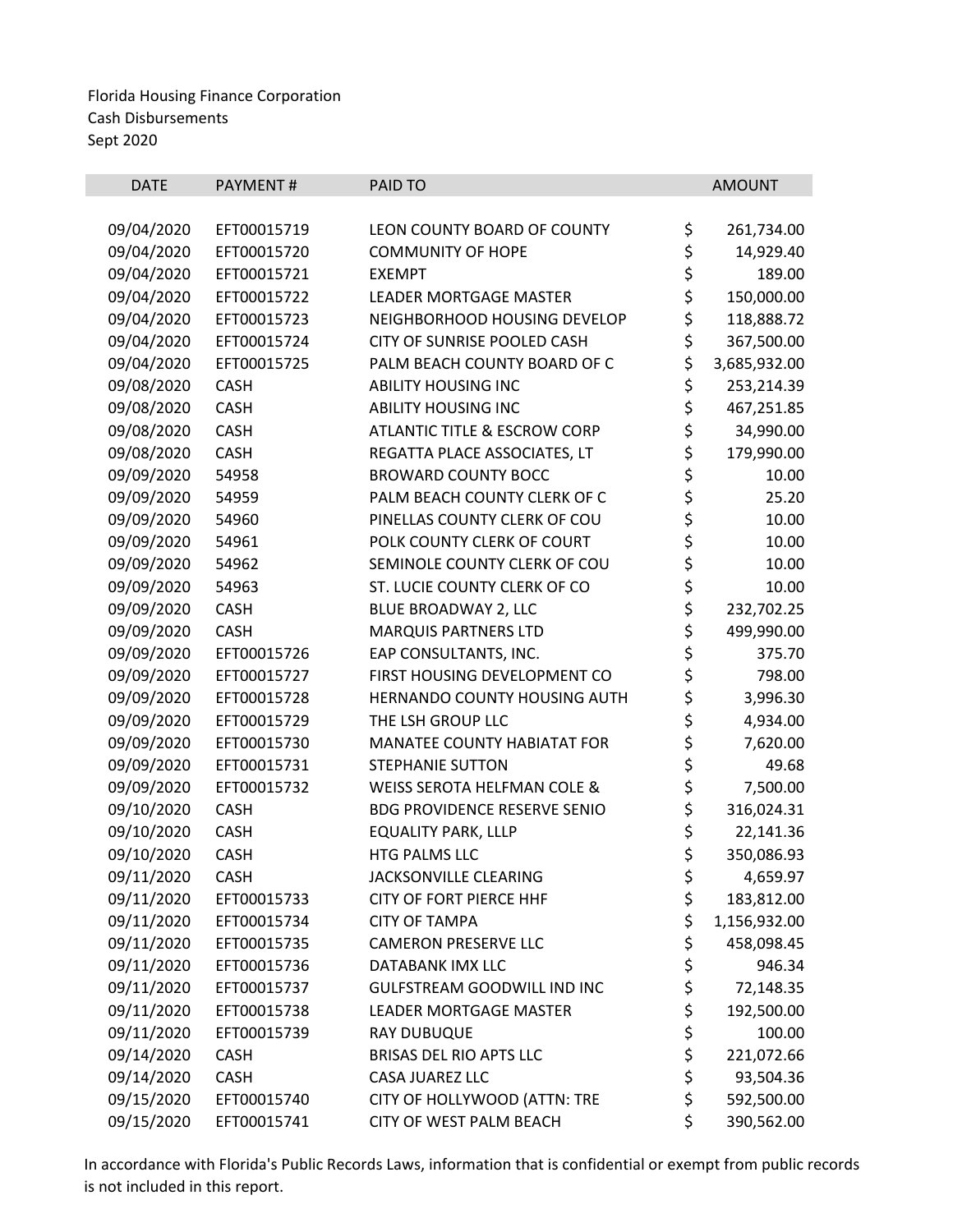Florida Housing Finance Corporation
Cash Disbursements
Sept 2020

| DATE | PAYMENT # | PAID TO | AMOUNT |
|---|---|---|---|
| 09/04/2020 | EFT00015719 | LEON COUNTY BOARD OF COUNTY | $ 261,734.00 |
| 09/04/2020 | EFT00015720 | COMMUNITY OF HOPE | $ 14,929.40 |
| 09/04/2020 | EFT00015721 | EXEMPT | $ 189.00 |
| 09/04/2020 | EFT00015722 | LEADER MORTGAGE MASTER | $ 150,000.00 |
| 09/04/2020 | EFT00015723 | NEIGHBORHOOD HOUSING DEVELOP | $ 118,888.72 |
| 09/04/2020 | EFT00015724 | CITY OF SUNRISE POOLED CASH | $ 367,500.00 |
| 09/04/2020 | EFT00015725 | PALM BEACH COUNTY BOARD OF C | $ 3,685,932.00 |
| 09/08/2020 | CASH | ABILITY HOUSING INC | $ 253,214.39 |
| 09/08/2020 | CASH | ABILITY HOUSING INC | $ 467,251.85 |
| 09/08/2020 | CASH | ATLANTIC TITLE & ESCROW CORP | $ 34,990.00 |
| 09/08/2020 | CASH | REGATTA PLACE ASSOCIATES, LT | $ 179,990.00 |
| 09/09/2020 | 54958 | BROWARD COUNTY BOCC | $ 10.00 |
| 09/09/2020 | 54959 | PALM BEACH COUNTY CLERK OF C | $ 25.20 |
| 09/09/2020 | 54960 | PINELLAS COUNTY CLERK OF COU | $ 10.00 |
| 09/09/2020 | 54961 | POLK COUNTY CLERK OF COURT | $ 10.00 |
| 09/09/2020 | 54962 | SEMINOLE COUNTY CLERK OF COU | $ 10.00 |
| 09/09/2020 | 54963 | ST. LUCIE COUNTY CLERK OF CO | $ 10.00 |
| 09/09/2020 | CASH | BLUE BROADWAY 2, LLC | $ 232,702.25 |
| 09/09/2020 | CASH | MARQUIS PARTNERS LTD | $ 499,990.00 |
| 09/09/2020 | EFT00015726 | EAP CONSULTANTS, INC. | $ 375.70 |
| 09/09/2020 | EFT00015727 | FIRST HOUSING DEVELOPMENT CO | $ 798.00 |
| 09/09/2020 | EFT00015728 | HERNANDO COUNTY HOUSING AUTH | $ 3,996.30 |
| 09/09/2020 | EFT00015729 | THE LSH GROUP LLC | $ 4,934.00 |
| 09/09/2020 | EFT00015730 | MANATEE COUNTY HABIATAT FOR | $ 7,620.00 |
| 09/09/2020 | EFT00015731 | STEPHANIE SUTTON | $ 49.68 |
| 09/09/2020 | EFT00015732 | WEISS SEROTA HELFMAN COLE & | $ 7,500.00 |
| 09/10/2020 | CASH | BDG PROVIDENCE RESERVE SENIO | $ 316,024.31 |
| 09/10/2020 | CASH | EQUALITY PARK, LLLP | $ 22,141.36 |
| 09/10/2020 | CASH | HTG PALMS LLC | $ 350,086.93 |
| 09/11/2020 | CASH | JACKSONVILLE CLEARING | $ 4,659.97 |
| 09/11/2020 | EFT00015733 | CITY OF FORT PIERCE HHF | $ 183,812.00 |
| 09/11/2020 | EFT00015734 | CITY OF TAMPA | $ 1,156,932.00 |
| 09/11/2020 | EFT00015735 | CAMERON PRESERVE LLC | $ 458,098.45 |
| 09/11/2020 | EFT00015736 | DATABANK IMX LLC | $ 946.34 |
| 09/11/2020 | EFT00015737 | GULFSTREAM GOODWILL IND INC | $ 72,148.35 |
| 09/11/2020 | EFT00015738 | LEADER MORTGAGE MASTER | $ 192,500.00 |
| 09/11/2020 | EFT00015739 | RAY DUBUQUE | $ 100.00 |
| 09/14/2020 | CASH | BRISAS DEL RIO APTS LLC | $ 221,072.66 |
| 09/14/2020 | CASH | CASA JUAREZ LLC | $ 93,504.36 |
| 09/15/2020 | EFT00015740 | CITY OF HOLLYWOOD (ATTN: TRE | $ 592,500.00 |
| 09/15/2020 | EFT00015741 | CITY OF WEST PALM BEACH | $ 390,562.00 |

In accordance with Florida's Public Records Laws, information that is confidential or exempt from public records is not included in this report.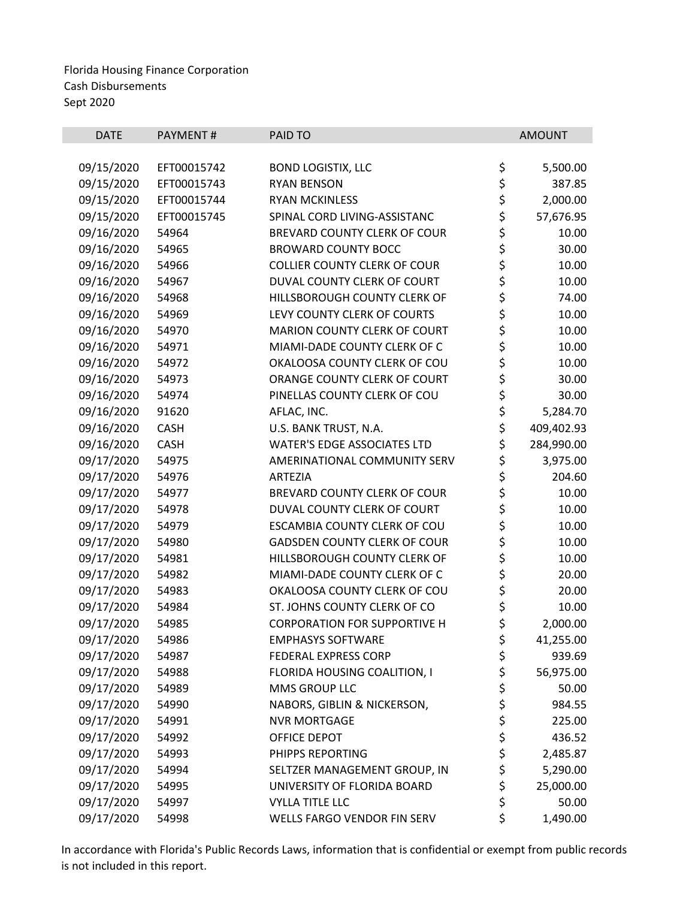Florida Housing Finance Corporation
Cash Disbursements
Sept 2020

| DATE | PAYMENT # | PAID TO | AMOUNT |
|---|---|---|---|
| 09/15/2020 | EFT00015742 | BOND LOGISTIX, LLC | $ 5,500.00 |
| 09/15/2020 | EFT00015743 | RYAN BENSON | $ 387.85 |
| 09/15/2020 | EFT00015744 | RYAN MCKINLESS | $ 2,000.00 |
| 09/15/2020 | EFT00015745 | SPINAL CORD LIVING-ASSISTANC | $ 57,676.95 |
| 09/16/2020 | 54964 | BREVARD COUNTY CLERK OF COUR | $ 10.00 |
| 09/16/2020 | 54965 | BROWARD COUNTY BOCC | $ 30.00 |
| 09/16/2020 | 54966 | COLLIER COUNTY CLERK OF COUR | $ 10.00 |
| 09/16/2020 | 54967 | DUVAL COUNTY CLERK OF COURT | $ 10.00 |
| 09/16/2020 | 54968 | HILLSBOROUGH COUNTY CLERK OF | $ 74.00 |
| 09/16/2020 | 54969 | LEVY COUNTY CLERK OF COURTS | $ 10.00 |
| 09/16/2020 | 54970 | MARION COUNTY CLERK OF COURT | $ 10.00 |
| 09/16/2020 | 54971 | MIAMI-DADE COUNTY CLERK OF C | $ 10.00 |
| 09/16/2020 | 54972 | OKALOOSA COUNTY CLERK OF COU | $ 10.00 |
| 09/16/2020 | 54973 | ORANGE COUNTY CLERK OF COURT | $ 30.00 |
| 09/16/2020 | 54974 | PINELLAS COUNTY CLERK OF COU | $ 30.00 |
| 09/16/2020 | 91620 | AFLAC, INC. | $ 5,284.70 |
| 09/16/2020 | CASH | U.S. BANK TRUST, N.A. | $ 409,402.93 |
| 09/16/2020 | CASH | WATER'S EDGE ASSOCIATES LTD | $ 284,990.00 |
| 09/17/2020 | 54975 | AMERINATIONAL COMMUNITY SERV | $ 3,975.00 |
| 09/17/2020 | 54976 | ARTEZIA | $ 204.60 |
| 09/17/2020 | 54977 | BREVARD COUNTY CLERK OF COUR | $ 10.00 |
| 09/17/2020 | 54978 | DUVAL COUNTY CLERK OF COURT | $ 10.00 |
| 09/17/2020 | 54979 | ESCAMBIA COUNTY CLERK OF COU | $ 10.00 |
| 09/17/2020 | 54980 | GADSDEN COUNTY CLERK OF COUR | $ 10.00 |
| 09/17/2020 | 54981 | HILLSBOROUGH COUNTY CLERK OF | $ 10.00 |
| 09/17/2020 | 54982 | MIAMI-DADE COUNTY CLERK OF C | $ 20.00 |
| 09/17/2020 | 54983 | OKALOOSA COUNTY CLERK OF COU | $ 20.00 |
| 09/17/2020 | 54984 | ST. JOHNS COUNTY CLERK OF CO | $ 10.00 |
| 09/17/2020 | 54985 | CORPORATION FOR SUPPORTIVE H | $ 2,000.00 |
| 09/17/2020 | 54986 | EMPHASYS SOFTWARE | $ 41,255.00 |
| 09/17/2020 | 54987 | FEDERAL EXPRESS CORP | $ 939.69 |
| 09/17/2020 | 54988 | FLORIDA HOUSING COALITION, I | $ 56,975.00 |
| 09/17/2020 | 54989 | MMS GROUP LLC | $ 50.00 |
| 09/17/2020 | 54990 | NABORS, GIBLIN & NICKERSON, | $ 984.55 |
| 09/17/2020 | 54991 | NVR MORTGAGE | $ 225.00 |
| 09/17/2020 | 54992 | OFFICE DEPOT | $ 436.52 |
| 09/17/2020 | 54993 | PHIPPS REPORTING | $ 2,485.87 |
| 09/17/2020 | 54994 | SELTZER MANAGEMENT GROUP, IN | $ 5,290.00 |
| 09/17/2020 | 54995 | UNIVERSITY OF FLORIDA BOARD | $ 25,000.00 |
| 09/17/2020 | 54997 | VYLLA TITLE LLC | $ 50.00 |
| 09/17/2020 | 54998 | WELLS FARGO VENDOR FIN SERV | $ 1,490.00 |

In accordance with Florida's Public Records Laws, information that is confidential or exempt from public records is not included in this report.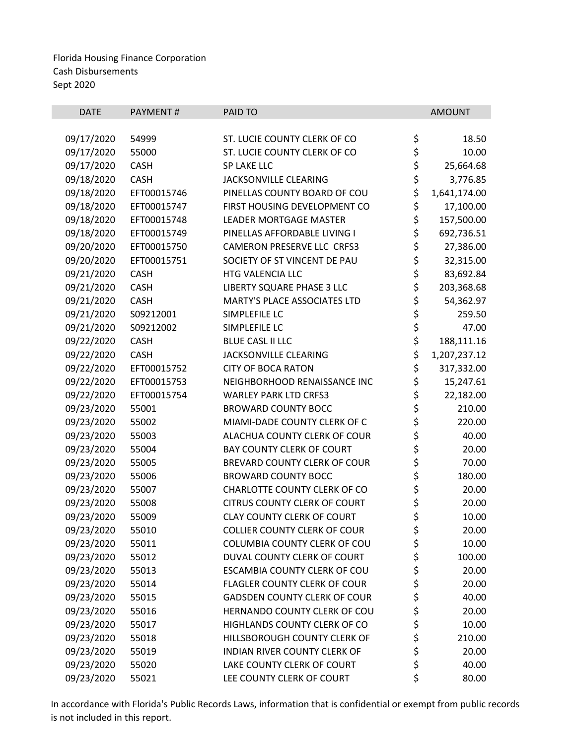Florida Housing Finance Corporation
Cash Disbursements
Sept 2020

| DATE | PAYMENT # | PAID TO | AMOUNT |
|---|---|---|---|
| 09/17/2020 | 54999 | ST. LUCIE COUNTY CLERK OF CO | $ 18.50 |
| 09/17/2020 | 55000 | ST. LUCIE COUNTY CLERK OF CO | $ 10.00 |
| 09/17/2020 | CASH | SP LAKE LLC | $ 25,664.68 |
| 09/18/2020 | CASH | JACKSONVILLE CLEARING | $ 3,776.85 |
| 09/18/2020 | EFT00015746 | PINELLAS COUNTY BOARD OF COU | $ 1,641,174.00 |
| 09/18/2020 | EFT00015747 | FIRST HOUSING DEVELOPMENT CO | $ 17,100.00 |
| 09/18/2020 | EFT00015748 | LEADER MORTGAGE MASTER | $ 157,500.00 |
| 09/18/2020 | EFT00015749 | PINELLAS AFFORDABLE LIVING I | $ 692,736.51 |
| 09/20/2020 | EFT00015750 | CAMERON PRESERVE LLC CRFS3 | $ 27,386.00 |
| 09/20/2020 | EFT00015751 | SOCIETY OF ST VINCENT DE PAU | $ 32,315.00 |
| 09/21/2020 | CASH | HTG VALENCIA LLC | $ 83,692.84 |
| 09/21/2020 | CASH | LIBERTY SQUARE PHASE 3 LLC | $ 203,368.68 |
| 09/21/2020 | CASH | MARTY'S PLACE ASSOCIATES LTD | $ 54,362.97 |
| 09/21/2020 | S09212001 | SIMPLEFILE LC | $ 259.50 |
| 09/21/2020 | S09212002 | SIMPLEFILE LC | $ 47.00 |
| 09/22/2020 | CASH | BLUE CASL II LLC | $ 188,111.16 |
| 09/22/2020 | CASH | JACKSONVILLE CLEARING | $ 1,207,237.12 |
| 09/22/2020 | EFT00015752 | CITY OF BOCA RATON | $ 317,332.00 |
| 09/22/2020 | EFT00015753 | NEIGHBORHOOD RENAISSANCE INC | $ 15,247.61 |
| 09/22/2020 | EFT00015754 | WARLEY PARK LTD CRFS3 | $ 22,182.00 |
| 09/23/2020 | 55001 | BROWARD COUNTY BOCC | $ 210.00 |
| 09/23/2020 | 55002 | MIAMI-DADE COUNTY CLERK OF C | $ 220.00 |
| 09/23/2020 | 55003 | ALACHUA COUNTY CLERK OF COUR | $ 40.00 |
| 09/23/2020 | 55004 | BAY COUNTY CLERK OF COURT | $ 20.00 |
| 09/23/2020 | 55005 | BREVARD COUNTY CLERK OF COUR | $ 70.00 |
| 09/23/2020 | 55006 | BROWARD COUNTY BOCC | $ 180.00 |
| 09/23/2020 | 55007 | CHARLOTTE COUNTY CLERK OF CO | $ 20.00 |
| 09/23/2020 | 55008 | CITRUS COUNTY CLERK OF COURT | $ 20.00 |
| 09/23/2020 | 55009 | CLAY COUNTY CLERK OF COURT | $ 10.00 |
| 09/23/2020 | 55010 | COLLIER COUNTY CLERK OF COUR | $ 20.00 |
| 09/23/2020 | 55011 | COLUMBIA COUNTY CLERK OF COU | $ 10.00 |
| 09/23/2020 | 55012 | DUVAL COUNTY CLERK OF COURT | $ 100.00 |
| 09/23/2020 | 55013 | ESCAMBIA COUNTY CLERK OF COU | $ 20.00 |
| 09/23/2020 | 55014 | FLAGLER COUNTY CLERK OF COUR | $ 20.00 |
| 09/23/2020 | 55015 | GADSDEN COUNTY CLERK OF COUR | $ 40.00 |
| 09/23/2020 | 55016 | HERNANDO COUNTY CLERK OF COU | $ 20.00 |
| 09/23/2020 | 55017 | HIGHLANDS COUNTY CLERK OF CO | $ 10.00 |
| 09/23/2020 | 55018 | HILLSBOROUGH COUNTY CLERK OF | $ 210.00 |
| 09/23/2020 | 55019 | INDIAN RIVER COUNTY CLERK OF | $ 20.00 |
| 09/23/2020 | 55020 | LAKE COUNTY CLERK OF COURT | $ 40.00 |
| 09/23/2020 | 55021 | LEE COUNTY CLERK OF COURT | $ 80.00 |

In accordance with Florida's Public Records Laws, information that is confidential or exempt from public records is not included in this report.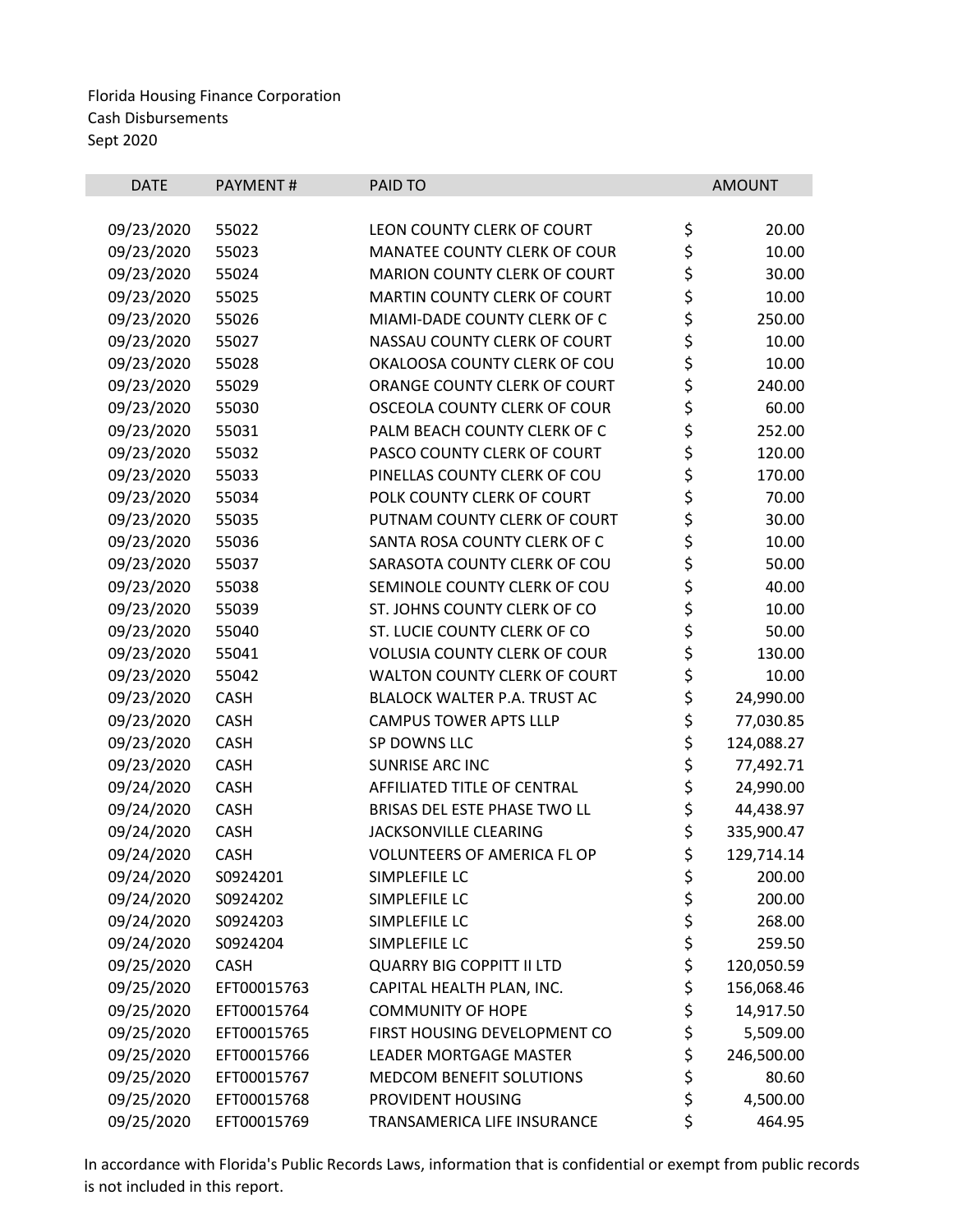Florida Housing Finance Corporation
Cash Disbursements
Sept 2020

| DATE | PAYMENT # | PAID TO | AMOUNT |
|---|---|---|---|
| 09/23/2020 | 55022 | LEON COUNTY CLERK OF COURT | $ 20.00 |
| 09/23/2020 | 55023 | MANATEE COUNTY CLERK OF COUR | $ 10.00 |
| 09/23/2020 | 55024 | MARION COUNTY CLERK OF COURT | $ 30.00 |
| 09/23/2020 | 55025 | MARTIN COUNTY CLERK OF COURT | $ 10.00 |
| 09/23/2020 | 55026 | MIAMI-DADE COUNTY CLERK OF C | $ 250.00 |
| 09/23/2020 | 55027 | NASSAU COUNTY CLERK OF COURT | $ 10.00 |
| 09/23/2020 | 55028 | OKALOOSA COUNTY CLERK OF COU | $ 10.00 |
| 09/23/2020 | 55029 | ORANGE COUNTY CLERK OF COURT | $ 240.00 |
| 09/23/2020 | 55030 | OSCEOLA COUNTY CLERK OF COUR | $ 60.00 |
| 09/23/2020 | 55031 | PALM BEACH COUNTY CLERK OF C | $ 252.00 |
| 09/23/2020 | 55032 | PASCO COUNTY CLERK OF COURT | $ 120.00 |
| 09/23/2020 | 55033 | PINELLAS COUNTY CLERK OF COU | $ 170.00 |
| 09/23/2020 | 55034 | POLK COUNTY CLERK OF COURT | $ 70.00 |
| 09/23/2020 | 55035 | PUTNAM COUNTY CLERK OF COURT | $ 30.00 |
| 09/23/2020 | 55036 | SANTA ROSA COUNTY CLERK OF C | $ 10.00 |
| 09/23/2020 | 55037 | SARASOTA COUNTY CLERK OF COU | $ 50.00 |
| 09/23/2020 | 55038 | SEMINOLE COUNTY CLERK OF COU | $ 40.00 |
| 09/23/2020 | 55039 | ST. JOHNS COUNTY CLERK OF CO | $ 10.00 |
| 09/23/2020 | 55040 | ST. LUCIE COUNTY CLERK OF CO | $ 50.00 |
| 09/23/2020 | 55041 | VOLUSIA COUNTY CLERK OF COUR | $ 130.00 |
| 09/23/2020 | 55042 | WALTON COUNTY CLERK OF COURT | $ 10.00 |
| 09/23/2020 | CASH | BLALOCK WALTER P.A. TRUST AC | $ 24,990.00 |
| 09/23/2020 | CASH | CAMPUS TOWER APTS LLLP | $ 77,030.85 |
| 09/23/2020 | CASH | SP DOWNS LLC | $ 124,088.27 |
| 09/23/2020 | CASH | SUNRISE ARC INC | $ 77,492.71 |
| 09/24/2020 | CASH | AFFILIATED TITLE OF CENTRAL | $ 24,990.00 |
| 09/24/2020 | CASH | BRISAS DEL ESTE PHASE TWO LL | $ 44,438.97 |
| 09/24/2020 | CASH | JACKSONVILLE CLEARING | $ 335,900.47 |
| 09/24/2020 | CASH | VOLUNTEERS OF AMERICA FL OP | $ 129,714.14 |
| 09/24/2020 | S0924201 | SIMPLEFILE LC | $ 200.00 |
| 09/24/2020 | S0924202 | SIMPLEFILE LC | $ 200.00 |
| 09/24/2020 | S0924203 | SIMPLEFILE LC | $ 268.00 |
| 09/24/2020 | S0924204 | SIMPLEFILE LC | $ 259.50 |
| 09/25/2020 | CASH | QUARRY BIG COPPITT II LTD | $ 120,050.59 |
| 09/25/2020 | EFT00015763 | CAPITAL HEALTH PLAN, INC. | $ 156,068.46 |
| 09/25/2020 | EFT00015764 | COMMUNITY OF HOPE | $ 14,917.50 |
| 09/25/2020 | EFT00015765 | FIRST HOUSING DEVELOPMENT CO | $ 5,509.00 |
| 09/25/2020 | EFT00015766 | LEADER MORTGAGE MASTER | $ 246,500.00 |
| 09/25/2020 | EFT00015767 | MEDCOM BENEFIT SOLUTIONS | $ 80.60 |
| 09/25/2020 | EFT00015768 | PROVIDENT HOUSING | $ 4,500.00 |
| 09/25/2020 | EFT00015769 | TRANSAMERICA LIFE INSURANCE | $ 464.95 |

In accordance with Florida's Public Records Laws, information that is confidential or exempt from public records is not included in this report.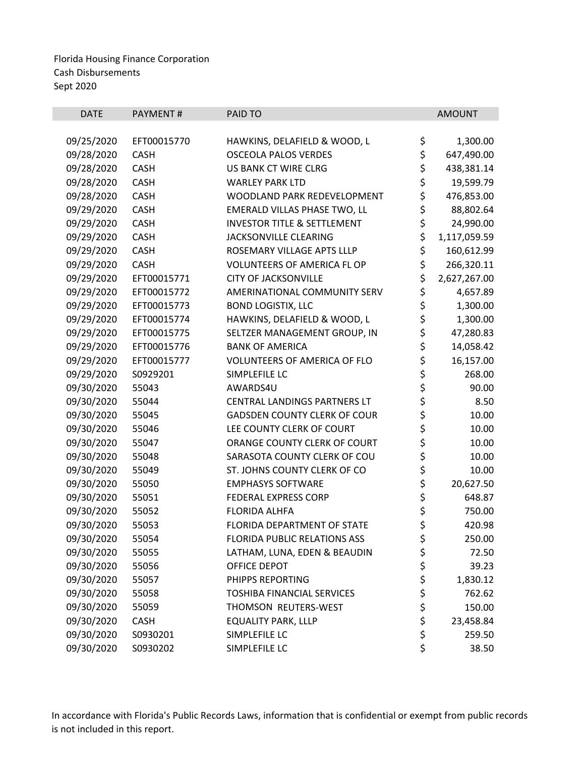Florida Housing Finance Corporation
Cash Disbursements
Sept 2020

| DATE | PAYMENT # | PAID TO | AMOUNT |
|---|---|---|---|
| 09/25/2020 | EFT00015770 | HAWKINS, DELAFIELD & WOOD, L | $ 1,300.00 |
| 09/28/2020 | CASH | OSCEOLA PALOS VERDES | $ 647,490.00 |
| 09/28/2020 | CASH | US BANK CT WIRE CLRG | $ 438,381.14 |
| 09/28/2020 | CASH | WARLEY PARK LTD | $ 19,599.79 |
| 09/28/2020 | CASH | WOODLAND PARK REDEVELOPMENT | $ 476,853.00 |
| 09/29/2020 | CASH | EMERALD VILLAS PHASE TWO, LL | $ 88,802.64 |
| 09/29/2020 | CASH | INVESTOR TITLE & SETTLEMENT | $ 24,990.00 |
| 09/29/2020 | CASH | JACKSONVILLE CLEARING | $ 1,117,059.59 |
| 09/29/2020 | CASH | ROSEMARY VILLAGE APTS LLLP | $ 160,612.99 |
| 09/29/2020 | CASH | VOLUNTEERS OF AMERICA FL OP | $ 266,320.11 |
| 09/29/2020 | EFT00015771 | CITY OF JACKSONVILLE | $ 2,627,267.00 |
| 09/29/2020 | EFT00015772 | AMERINATIONAL COMMUNITY SERV | $ 4,657.89 |
| 09/29/2020 | EFT00015773 | BOND LOGISTIX, LLC | $ 1,300.00 |
| 09/29/2020 | EFT00015774 | HAWKINS, DELAFIELD & WOOD, L | $ 1,300.00 |
| 09/29/2020 | EFT00015775 | SELTZER MANAGEMENT GROUP, IN | $ 47,280.83 |
| 09/29/2020 | EFT00015776 | BANK OF AMERICA | $ 14,058.42 |
| 09/29/2020 | EFT00015777 | VOLUNTEERS OF AMERICA OF FLO | $ 16,157.00 |
| 09/29/2020 | S0929201 | SIMPLEFILE LC | $ 268.00 |
| 09/30/2020 | 55043 | AWARDS4U | $ 90.00 |
| 09/30/2020 | 55044 | CENTRAL LANDINGS PARTNERS LT | $ 8.50 |
| 09/30/2020 | 55045 | GADSDEN COUNTY CLERK OF COUR | $ 10.00 |
| 09/30/2020 | 55046 | LEE COUNTY CLERK OF COURT | $ 10.00 |
| 09/30/2020 | 55047 | ORANGE COUNTY CLERK OF COURT | $ 10.00 |
| 09/30/2020 | 55048 | SARASOTA COUNTY CLERK OF COU | $ 10.00 |
| 09/30/2020 | 55049 | ST. JOHNS COUNTY CLERK OF CO | $ 10.00 |
| 09/30/2020 | 55050 | EMPHASYS SOFTWARE | $ 20,627.50 |
| 09/30/2020 | 55051 | FEDERAL EXPRESS CORP | $ 648.87 |
| 09/30/2020 | 55052 | FLORIDA ALHFA | $ 750.00 |
| 09/30/2020 | 55053 | FLORIDA DEPARTMENT OF STATE | $ 420.98 |
| 09/30/2020 | 55054 | FLORIDA PUBLIC RELATIONS ASS | $ 250.00 |
| 09/30/2020 | 55055 | LATHAM, LUNA, EDEN & BEAUDIN | $ 72.50 |
| 09/30/2020 | 55056 | OFFICE DEPOT | $ 39.23 |
| 09/30/2020 | 55057 | PHIPPS REPORTING | $ 1,830.12 |
| 09/30/2020 | 55058 | TOSHIBA FINANCIAL SERVICES | $ 762.62 |
| 09/30/2020 | 55059 | THOMSON REUTERS-WEST | $ 150.00 |
| 09/30/2020 | CASH | EQUALITY PARK, LLLP | $ 23,458.84 |
| 09/30/2020 | S0930201 | SIMPLEFILE LC | $ 259.50 |
| 09/30/2020 | S0930202 | SIMPLEFILE LC | $ 38.50 |

In accordance with Florida's Public Records Laws, information that is confidential or exempt from public records is not included in this report.